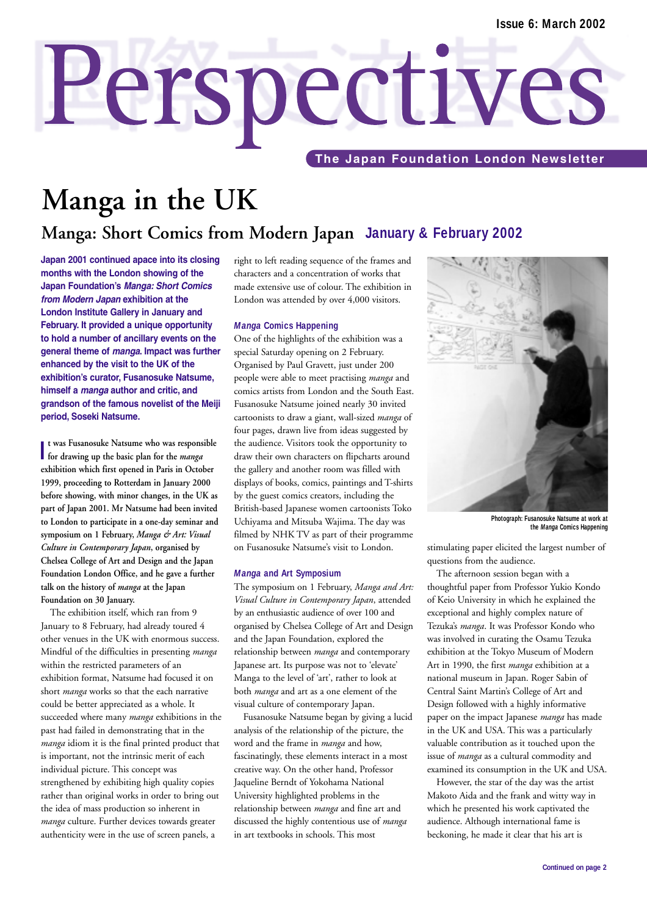Issue 6: March 2002

# Perspectives

**The Japan Foundation London Newsletter**

# Manga in the UK

## Manga: Short Comics from Modern Japan January & February 2002

**Japan 2001 continued apace into its closing months with the London showing of the Japan Foundation's *Manga: Short Comics from Modern Japan* exhibition at the London Institute Gallery in January and February. It provided a unique opportunity to hold a number of ancillary events on the general theme of *manga*. Impact was further enhanced by the visit to the UK of the exhibition's curator, Fusanosuke Natsume, himself a *manga* author and critic, and grandson of the famous novelist of the Meiji period, Soseki Natsume.**

**It was Fusanosuke Natsume who was responsible for drawing up the basic plan for the *manga* exhibition which first opened in Paris in October 1999, proceeding to Rotterdam in January 2000 before showing, with minor changes, in the UK as part of Japan 2001. Mr Natsume had been invited to London to participate in a one-day seminar and symposium on 1 February, *Manga & Art: Visual Culture in Contemporary Japan*, organised by Chelsea College of Art and Design and the Japan Foundation London Office, and he gave a further talk on the history of *manga* at the Japan Foundation on 30 January.**

The exhibition itself, which ran from 9 January to 8 February, had already toured 4 other venues in the UK with enormous success. Mindful of the difficulties in presenting *manga* within the restricted parameters of an exhibition format, Natsume had focused it on short *manga* works so that the each narrative could be better appreciated as a whole. It succeeded where many *manga* exhibitions in the past had failed in demonstrating that in the *manga* idiom it is the final printed product that is important, not the intrinsic merit of each individual picture. This concept was strengthened by exhibiting high quality copies rather than original works in order to bring out the idea of mass production so inherent in *manga* culture. Further devices towards greater authenticity were in the use of screen panels, a right to left reading sequence of the frames and characters and a concentration of works that made extensive use of colour. The exhibition in London was attended by over 4,000 visitors.

### *Manga* Comics Happening

One of the highlights of the exhibition was a special Saturday opening on 2 February. Organised by Paul Gravett, just under 200 people were able to meet practising *manga* and comics artists from London and the South East. Fusanosuke Natsume joined nearly 30 invited cartoonists to draw a giant, wall-sized *manga* of four pages, drawn live from ideas suggested by the audience. Visitors took the opportunity to draw their own characters on flipcharts around the gallery and another room was filled with displays of books, comics, paintings and T-shirts by the guest comics creators, including the British-based Japanese women cartoonists Toko Uchiyama and Mitsuba Wajima. The day was filmed by NHK TV as part of their programme on Fusanosuke Natsume's visit to London.

### *Manga* and Art Symposium

The symposium on 1 February, *Manga and Art: Visual Culture in Contemporary Japan*, attended by an enthusiastic audience of over 100 and organised by Chelsea College of Art and Design and the Japan Foundation, explored the relationship between *manga* and contemporary Japanese art. Its purpose was not to 'elevate' Manga to the level of 'art', rather to look at both *manga* and art as a one element of the visual culture of contemporary Japan.

Fusanosuke Natsume began by giving a lucid analysis of the relationship of the picture, the word and the frame in *manga* and how, fascinatingly, these elements interact in a most creative way. On the other hand, Professor Jaqueline Berndt of Yokohama National University highlighted problems in the relationship between *manga* and fine art and discussed the highly contentious use of *manga* in art textbooks in schools. This most stimulating paper elicited the largest number of questions from the audience.

Photograph: Fusanosuke Natsume at work at the *Manga* Comics Happening

The afternoon session began with a thoughtful paper from Professor Yukio Kondo of Keio University in which he explained the exceptional and highly complex nature of Tezuka's *manga*. It was Professor Kondo who was involved in curating the Osamu Tezuka exhibition at the Tokyo Museum of Modern Art in 1990, the first *manga* exhibition at a national museum in Japan. Roger Sabin of Central Saint Martin's College of Art and Design followed with a highly informative paper on the impact Japanese *manga* has made in the UK and USA. This was a particularly valuable contribution as it touched upon the issue of *manga* as a cultural commodity and examined its consumption in the UK and USA.

However, the star of the day was the artist Makoto Aida and the frank and witty way in which he presented his work captivated the audience. Although international fame is beckoning, he made it clear that his art is

Continued on page 2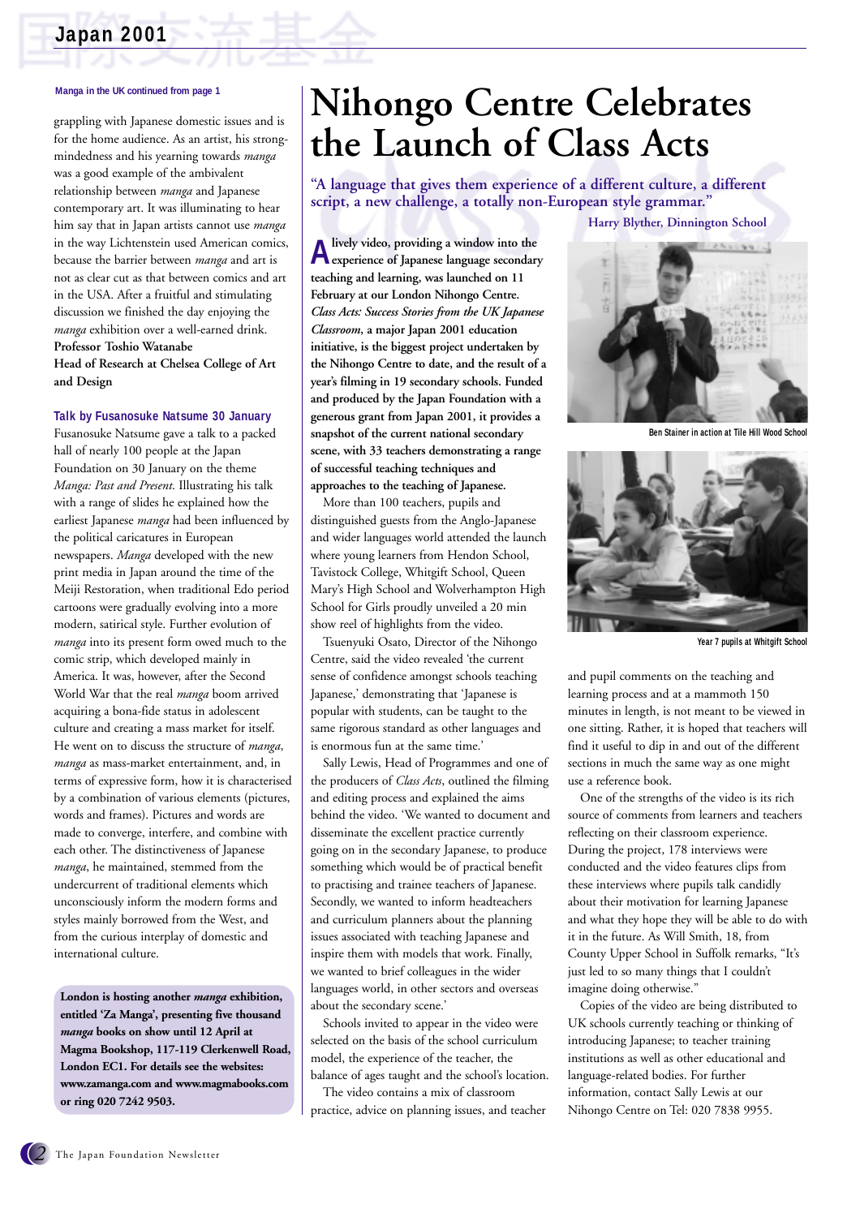Manga in the UK continued from page 1

grappling with Japanese domestic issues and is for the home audience. As an artist, his strong-mindedness and his yearning towards *manga* was a good example of the ambivalent relationship between *manga* and Japanese contemporary art. It was illuminating to hear him say that in Japan artists cannot use *manga* in the way Lichtenstein used American comics, because the barrier between *manga* and art is not as clear cut as that between comics and art in the USA. After a fruitful and stimulating discussion we finished the day enjoying the *manga* exhibition over a well-earned drink.

**Professor Toshio Watanabe**
**Head of Research at Chelsea College of Art and Design**

### Talk by Fusanosuke Natsume 30 January

Fusanosuke Natsume gave a talk to a packed hall of nearly 100 people at the Japan Foundation on 30 January on the theme *Manga: Past and Present.* Illustrating his talk with a range of slides he explained how the earliest Japanese *manga* had been influenced by the political caricatures in European newspapers. *Manga* developed with the new print media in Japan around the time of the Meiji Restoration, when traditional Edo period cartoons were gradually evolving into a more modern, satirical style. Further evolution of *manga* into its present form owed much to the comic strip, which developed mainly in America. It was, however, after the Second World War that the real *manga* boom arrived acquiring a bona-fide status in adolescent culture and creating a mass market for itself. He went on to discuss the structure of *manga*, *manga* as mass-market entertainment, and, in terms of expressive form, how it is characterised by a combination of various elements (pictures, words and frames). Pictures and words are made to converge, interfere, and combine with each other. The distinctiveness of Japanese *manga*, he maintained, stemmed from the undercurrent of traditional elements which unconsciously inform the modern forms and styles mainly borrowed from the West, and from the curious interplay of domestic and international culture.

**London is hosting another *manga* exhibition, entitled 'Za Manga', presenting five thousand *manga* books on show until 12 April at Magma Bookshop, 117-119 Clerkenwell Road, London EC1. For details see the websites: www.zamanga.com and www.magmabooks.com or ring 020 7242 9503.**

# Nihongo Centre Celebrates the Launch of Class Acts

**"A language that gives them experience of a different culture, a different script, a new challenge, a totally non-European style grammar."**

**Harry Blyther, Dinnington School**

**A lively video, providing a window into the experience of Japanese language secondary teaching and learning, was launched on 11 February at our London Nihongo Centre. *Class Acts: Success Stories from the UK Japanese Classroom*, a major Japan 2001 education initiative, is the biggest project undertaken by the Nihongo Centre to date, and the result of a year's filming in 19 secondary schools. Funded and produced by the Japan Foundation with a generous grant from Japan 2001, it provides a snapshot of the current national secondary scene, with 33 teachers demonstrating a range of successful teaching techniques and approaches to the teaching of Japanese.**

More than 100 teachers, pupils and distinguished guests from the Anglo-Japanese and wider languages world attended the launch where young learners from Hendon School, Tavistock College, Whitgift School, Queen Mary's High School and Wolverhampton High School for Girls proudly unveiled a 20 min show reel of highlights from the video.

Tsuenyuki Osato, Director of the Nihongo Centre, said the video revealed 'the current sense of confidence amongst schools teaching Japanese,' demonstrating that 'Japanese is popular with students, can be taught to the same rigorous standard as other languages and is enormous fun at the same time.'

Sally Lewis, Head of Programmes and one of the producers of *Class Acts*, outlined the filming and editing process and explained the aims behind the video. 'We wanted to document and disseminate the excellent practice currently going on in the secondary Japanese, to produce something which would be of practical benefit to practising and trainee teachers of Japanese. Secondly, we wanted to inform headteachers and curriculum planners about the planning issues associated with teaching Japanese and inspire them with models that work. Finally, we wanted to brief colleagues in the wider languages world, in other sectors and overseas about the secondary scene.'

Schools invited to appear in the video were selected on the basis of the school curriculum model, the experience of the teacher, the balance of ages taught and the school's location.

The video contains a mix of classroom practice, advice on planning issues, and teacher and pupil comments on the teaching and learning process and at a mammoth 150 minutes in length, is not meant to be viewed in one sitting. Rather, it is hoped that teachers will find it useful to dip in and out of the different sections in much the same way as one might use a reference book.

Ben Stainer in action at Tile Hill Wood School

Year 7 pupils at Whitgift School

One of the strengths of the video is its rich source of comments from learners and teachers reflecting on their classroom experience. During the project, 178 interviews were conducted and the video features clips from these interviews where pupils talk candidly about their motivation for learning Japanese and what they hope they will be able to do with it in the future. As Will Smith, 18, from County Upper School in Suffolk remarks, "It's just led to so many things that I couldn't imagine doing otherwise."

Copies of the video are being distributed to UK schools currently teaching or thinking of introducing Japanese; to teacher training institutions as well as other educational and language-related bodies. For further information, contact Sally Lewis at our Nihongo Centre on Tel: 020 7838 9955.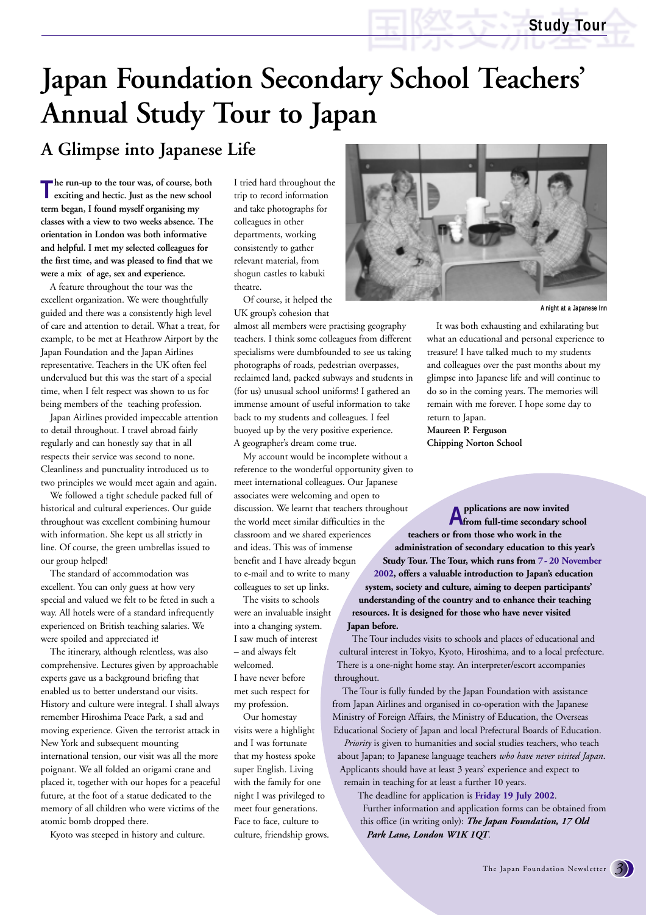# Japan Foundation Secondary School Teachers' Annual Study Tour to Japan

## A Glimpse into Japanese Life

**The run-up to the tour was, of course, both exciting and hectic. Just as the new school term began, I found myself organising my classes with a view to two weeks absence. The orientation in London was both informative and helpful. I met my selected colleagues for the first time, and was pleased to find that we were a mix of age, sex and experience.**

A feature throughout the tour was the excellent organization. We were thoughtfully guided and there was a consistently high level of care and attention to detail. What a treat, for example, to be met at Heathrow Airport by the Japan Foundation and the Japan Airlines representative. Teachers in the UK often feel undervalued but this was the start of a special time, when I felt respect was shown to us for being members of the teaching profession.

Japan Airlines provided impeccable attention to detail throughout. I travel abroad fairly regularly and can honestly say that in all respects their service was second to none. Cleanliness and punctuality introduced us to two principles we would meet again and again.

We followed a tight schedule packed full of historical and cultural experiences. Our guide throughout was excellent combining humour with information. She kept us all strictly in line. Of course, the green umbrellas issued to our group helped!

The standard of accommodation was excellent. You can only guess at how very special and valued we felt to be feted in such a way. All hotels were of a standard infrequently experienced on British teaching salaries. We were spoiled and appreciated it!

The itinerary, although relentless, was also comprehensive. Lectures given by approachable experts gave us a background briefing that enabled us to better understand our visits. History and culture were integral. I shall always remember Hiroshima Peace Park, a sad and moving experience. Given the terrorist attack in New York and subsequent mounting international tension, our visit was all the more poignant. We all folded an origami crane and placed it, together with our hopes for a peaceful future, at the foot of a statue dedicated to the memory of all children who were victims of the atomic bomb dropped there.

Kyoto was steeped in history and culture.

I tried hard throughout the trip to record information and take photographs for colleagues in other departments, working consistently to gather relevant material, from shogun castles to kabuki theatre.

Of course, it helped the UK group's cohesion that almost all members were practising geography teachers. I think some colleagues from different specialisms were dumbfounded to see us taking photographs of roads, pedestrian overpasses, reclaimed land, packed subways and students in (for us) unusual school uniforms! I gathered an immense amount of useful information to take back to my students and colleagues. I feel buoyed up by the very positive experience. A geographer's dream come true.

My account would be incomplete without a reference to the wonderful opportunity given to meet international colleagues. Our Japanese associates were welcoming and open to discussion. We learnt that teachers throughout the world meet similar difficulties in the classroom and we shared experiences and ideas. This was of immense benefit and I have already begun to e-mail and to write to many colleagues to set up links.

The visits to schools were an invaluable insight into a changing system. I saw much of interest – and always felt welcomed. I have never before met such respect for my profession.

Our homestay visits were a highlight and I was fortunate that my hostess spoke super English. Living with the family for one night I was privileged to meet four generations. Face to face, culture to culture, friendship grows.

A night at a Japanese Inn

It was both exhausting and exhilarating but what an educational and personal experience to treasure! I have talked much to my students and colleagues over the past months about my glimpse into Japanese life and will continue to do so in the coming years. The memories will remain with me forever. I hope some day to return to Japan.

**Maureen P. Ferguson**
**Chipping Norton School**

**Applications are now invited from full-time secondary school teachers or from those who work in the administration of secondary education to this year's Study Tour. The Tour, which runs from 7 - 20 November 2002, offers a valuable introduction to Japan's education system, society and culture, aiming to deepen participants' understanding of the country and to enhance their teaching resources. It is designed for those who have never visited Japan before.**

The Tour includes visits to schools and places of educational and cultural interest in Tokyo, Kyoto, Hiroshima, and to a local prefecture. There is a one-night home stay. An interpreter/escort accompanies throughout.

The Tour is fully funded by the Japan Foundation with assistance from Japan Airlines and organised in co-operation with the Japanese Ministry of Foreign Affairs, the Ministry of Education, the Overseas Educational Society of Japan and local Prefectural Boards of Education.

*Priority* is given to humanities and social studies teachers, who teach about Japan; to Japanese language teachers *who have never visited Japan*. Applicants should have at least 3 years' experience and expect to remain in teaching for at least a further 10 years.

The deadline for application is **Friday 19 July 2002**.

Further information and application forms can be obtained from this office (in writing only): ***The Japan Foundation, 17 Old Park Lane, London W1K 1QT***.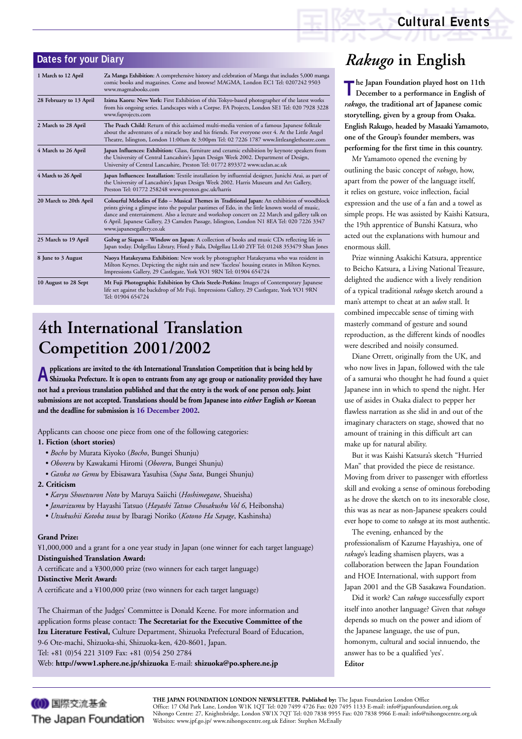## Dates for your Diary

| | |
|---|---|
| 1 March to 12 April | **Za Manga Exhibition:** A comprehensive history and celebration of Manga that includes 5,000 manga comic books and magazines. Come and browse! MAGMA, London EC1 Tel: 0207242 9503 www.magmabooks.com |
| 28 February to 13 April | **Izima Kaoru: New York:** First Exhibition of this Tokyo-based photographer of the latest works from his ongoing series. Landscapes with a Corpse. FA Projects, London SE1 Tel: 020 7928 3228 www.faprojects.com |
| 2 March to 28 April | **The Peach Child:** Return of this acclaimed multi-media version of a famous Japanese folktale about the adventures of a miracle boy and his friends. For everyone over 4. At the Little Angel Theatre, Islington, London 11:00am & 3:00pm Tel: 02 7226 1787 www.littleangeltheatre.com |
| 4 March to 26 April | **Japan Influences: Exhibition:** Glass, furniture and ceramic exhibition by keynote speakers from the University of Central Lancashire's Japan Design Week 2002. Department of Design, University of Central Lancashire, Preston Tel: 01772 893372 www.uclan.ac.uk |
| 4 March to 26 April | **Japan Influences: Installation:** Textile installation by influential designer, Junichi Arai, as part of the University of Lancashire's Japan Design Week 2002. Harris Museum and Art Gallery, Preston Tel: 01772 258248 www.preston.goc.uk/harris |
| 20 March to 20th April | **Colourful Melodies of Edo – Musical Themes in Traditional Japan:** An exhibition of woodblock prints giving a glimpse into the popular pastimes of Edo, in the little known world of music, dance and entertainment. Also a lecture and workshop concert on 22 March and gallery talk on 6 April. Japanese Gallery, 23 Camden Passage, Islington, London N1 8EA Tel: 020 7226 3347 www.japanesegallery.co.uk |
| 25 March to 19 April | **Golwg ar Siapan – Window on Japan:** A collection of books and music CDs reflecting life in Japan today. Dolgellau Library, Fford y Bala, Dolgellau LL40 2YF Tel: 01248 353479 Shan Jones |
| 8 June to 3 August | **Naoya Hatakeyama Exhibition:** New work by photographer Hatakeyama who was resident in Milton Keynes. Depicting the night rain and new 'faceless' housing estates in Milton Keynes. Impressions Gallery, 29 Castlegate, York YO1 9RN Tel: 01904 654724 |
| 10 August to 28 Sept | **Mt Fuji Photographic Exhibition by Chris Steele-Perkins:** Images of Contemporary Japanese life set against the backdrop of Mr Fuji. Impressions Gallery, 29 Castlegate, York YO1 9RN Tel: 01904 654724 |

# 4th International Translation Competition 2001/2002

**Applications are invited to the 4th International Translation Competition that is being held by Shizuoka Prefecture. It is open to entrants from any age group or nationality provided they have not had a previous translation published and that the entry is the work of one person only. Joint submissions are not accepted. Translations should be from Japanese into *either* English *or* Korean and the deadline for submission is 16 December 2002.**

Applicants can choose one piece from one of the following categories:

**1. Fiction (short stories)**

- *Bocho* by Murata Kiyoko (*Bocho*, Bungei Shunju)
- *Oboreru* by Kawakami Hiromi (*Oboreru*, Bungei Shunju)
- *Ganka no Gemu* by Ebisawara Yasuhisa (*Supa Suta*, Bungei Shunju)

**2. Criticism**

- *Karyu Shosetsuron Noto* by Maruya Saiichi (*Hoshimegane*, Shueisha)
- *Janarizumu* by Hayashi Tatsuo (*Hayashi Tatsuo Chosakushu Vol 6*, Heibonsha)
- *Utsukushii Kotoba towa* by Ibaragi Noriko (*Kotono Ha Sayage*, Kashinsha)

**Grand Prize:**
¥1,000,000 and a grant for a one year study in Japan (one winner for each target language)
**Distinguished Translation Award:**
A certificate and a ¥300,000 prize (two winners for each target language)
**Distinctive Merit Award:**
A certificate and a ¥100,000 prize (two winners for each target language)

The Chairman of the Judges' Committee is Donald Keene. For more information and application forms please contact: **The Secretariat for the Executive Committee of the Izu Literature Festival,** Culture Department, Shizuoka Prefectural Board of Education, 9-6 Ote-machi, Shizuoka-shi, Shizuoka-ken, 420-8601, Japan.
Tel: +81 (0)54 221 3109 Fax: +81 (0)54 250 2784
Web: **http://www1.sphere.ne.jp/shizuoka** E-mail: **shizuoka@po.sphere.ne.jp**

# *Rakugo* in English

**The Japan Foundation played host on 11th December to a performance in English of *rakugo*, the traditional art of Japanese comic storytelling, given by a group from Osaka. English Rakugo, headed by Masaaki Yamamoto, one of the Group's founder members, was performing for the first time in this country.**

Mr Yamamoto opened the evening by outlining the basic concept of *rakugo*, how, apart from the power of the language itself, it relies on gesture, voice inflection, facial expression and the use of a fan and a towel as simple props. He was assisted by Kaishi Katsura, the 19th apprentice of Bunshi Katsura, who acted out the explanations with humour and enormous skill.

Prize winning Asakichi Katsura, apprentice to Beicho Katsura, a Living National Treasure, delighted the audience with a lively rendition of a typical traditional *rakugo* sketch around a man's attempt to cheat at an *udon* stall. It combined impeccable sense of timing with masterly command of gesture and sound reproduction, as the different kinds of noodles were described and noisily consumed.

Diane Orrett, originally from the UK, and who now lives in Japan, followed with the tale of a samurai who thought he had found a quiet Japanese inn in which to spend the night. Her use of asides in Osaka dialect to pepper her flawless narration as she slid in and out of the imaginary characters on stage, showed that no amount of training in this difficult art can make up for natural ability.

But it was Kaishi Katsura's sketch "Hurried Man" that provided the piece de resistance. Moving from driver to passenger with effortless skill and evoking a sense of ominous foreboding as he drove the sketch on to its inexorable close, this was as near as non-Japanese speakers could ever hope to come to *rakugo* at its most authentic.

The evening, enhanced by the professionalism of Kazume Hayashiya, one of *rakugo*'s leading shamisen players, was a collaboration between the Japan Foundation and HOE International, with support from Japan 2001 and the GB Sasakawa Foundation.

Did it work? Can *rakugo* successfully export itself into another language? Given that *rakugo* depends so much on the power and idiom of the Japanese language, the use of pun, homonym, cultural and social innuendo, the answer has to be a qualified 'yes'.
**Editor**

---

国際交流基金 The Japan Foundation

**THE JAPAN FOUNDATION LONDON NEWSLETTER. Published by:** The Japan Foundation London Office
Office: 17 Old Park Lane, London W1K 1QT Tel: 020 7499 4726 Fax: 020 7495 1133 E-mail: info@japanfoundation.org.uk
Nihongo Centre: 27, Knightsbridge, London SW1X 7QT Tel: 020 7838 9955 Fax: 020 7838 9966 E-mail: info@nihongocentre.org.uk
Websites: www.jpf.go.jp/ www.nihongocentre.org.uk Editor: Stephen McEnally